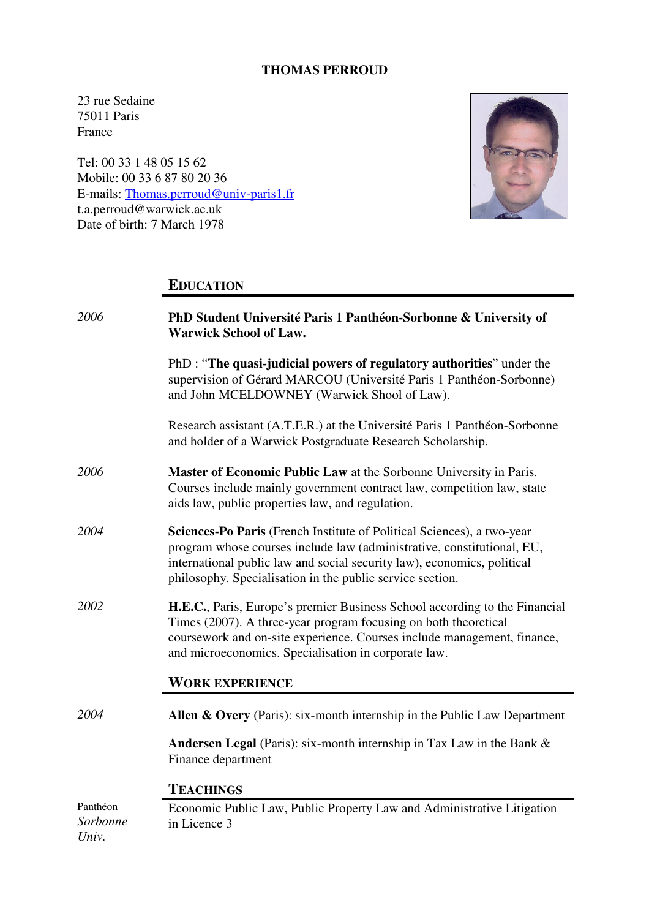# THOMAS PERROUD

23 rue Sedaine
75011 Paris
France

Tel: 00 33 1 48 05 15 62
Mobile: 00 33 6 87 80 20 36
E-mails: Thomas.perroud@univ-paris1.fr
t.a.perroud@warwick.ac.uk
Date of birth: 7 March 1978

## EDUCATION

*2006* **PhD Student Université Paris 1 Panthéon-Sorbonne & University of Warwick School of Law.**

PhD : "**The quasi-judicial powers of regulatory authorities**" under the supervision of Gérard MARCOU (Université Paris 1 Panthéon-Sorbonne) and John MCELDOWNEY (Warwick Shool of Law).

Research assistant (A.T.E.R.) at the Université Paris 1 Panthéon-Sorbonne and holder of a Warwick Postgraduate Research Scholarship.

*2006* **Master of Economic Public Law** at the Sorbonne University in Paris. Courses include mainly government contract law, competition law, state aids law, public properties law, and regulation.

*2004* **Sciences-Po Paris** (French Institute of Political Sciences), a two-year program whose courses include law (administrative, constitutional, EU, international public law and social security law), economics, political philosophy. Specialisation in the public service section.

*2002* **H.E.C.**, Paris, Europe's premier Business School according to the Financial Times (2007). A three-year program focusing on both theoretical coursework and on-site experience. Courses include management, finance, and microeconomics. Specialisation in corporate law.

## WORK EXPERIENCE

*2004* **Allen & Overy** (Paris): six-month internship in the Public Law Department

**Andersen Legal** (Paris): six-month internship in Tax Law in the Bank & Finance department

## TEACHINGS

Panthéon *Sorbonne Univ.* Economic Public Law, Public Property Law and Administrative Litigation in Licence 3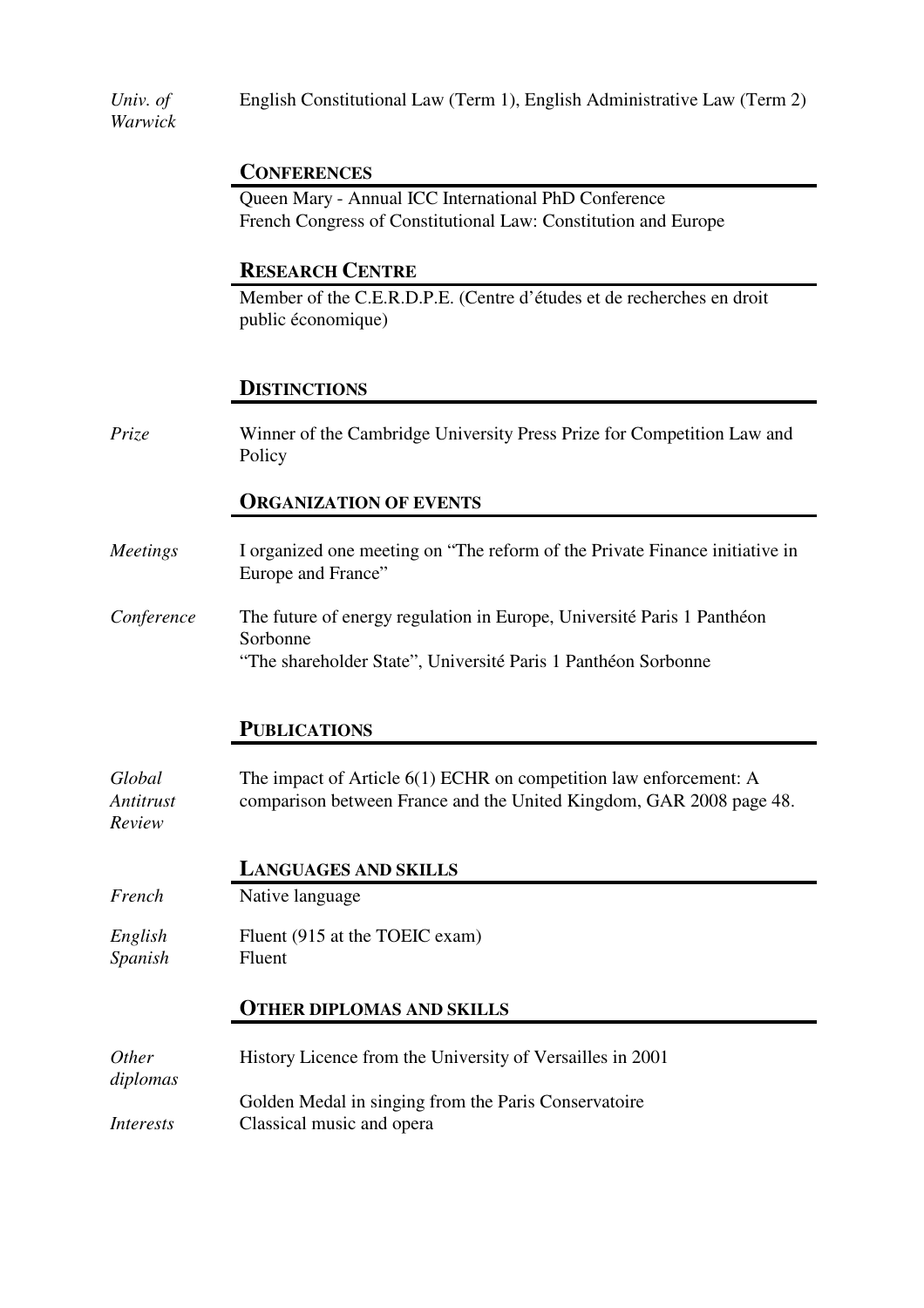*Univ. of Warwick* English Constitutional Law (Term 1), English Administrative Law (Term 2)

## CONFERENCES

Queen Mary - Annual ICC International PhD Conference
French Congress of Constitutional Law: Constitution and Europe

## RESEARCH CENTRE

Member of the C.E.R.D.P.E. (Centre d'études et de recherches en droit public économique)

## DISTINCTIONS

*Prize* Winner of the Cambridge University Press Prize for Competition Law and Policy

## ORGANIZATION OF EVENTS

*Meetings* I organized one meeting on "The reform of the Private Finance initiative in Europe and France"

*Conference* The future of energy regulation in Europe, Université Paris 1 Panthéon Sorbonne
"The shareholder State", Université Paris 1 Panthéon Sorbonne

## PUBLICATIONS

*Global Antitrust Review* The impact of Article 6(1) ECHR on competition law enforcement: A comparison between France and the United Kingdom, GAR 2008 page 48.

## LANGUAGES AND SKILLS

*French* Native language

*English* Fluent (915 at the TOEIC exam)
*Spanish* Fluent

## OTHER DIPLOMAS AND SKILLS

*Other diplomas* History Licence from the University of Versailles in 2001

Golden Medal in singing from the Paris Conservatoire

*Interests* Classical music and opera